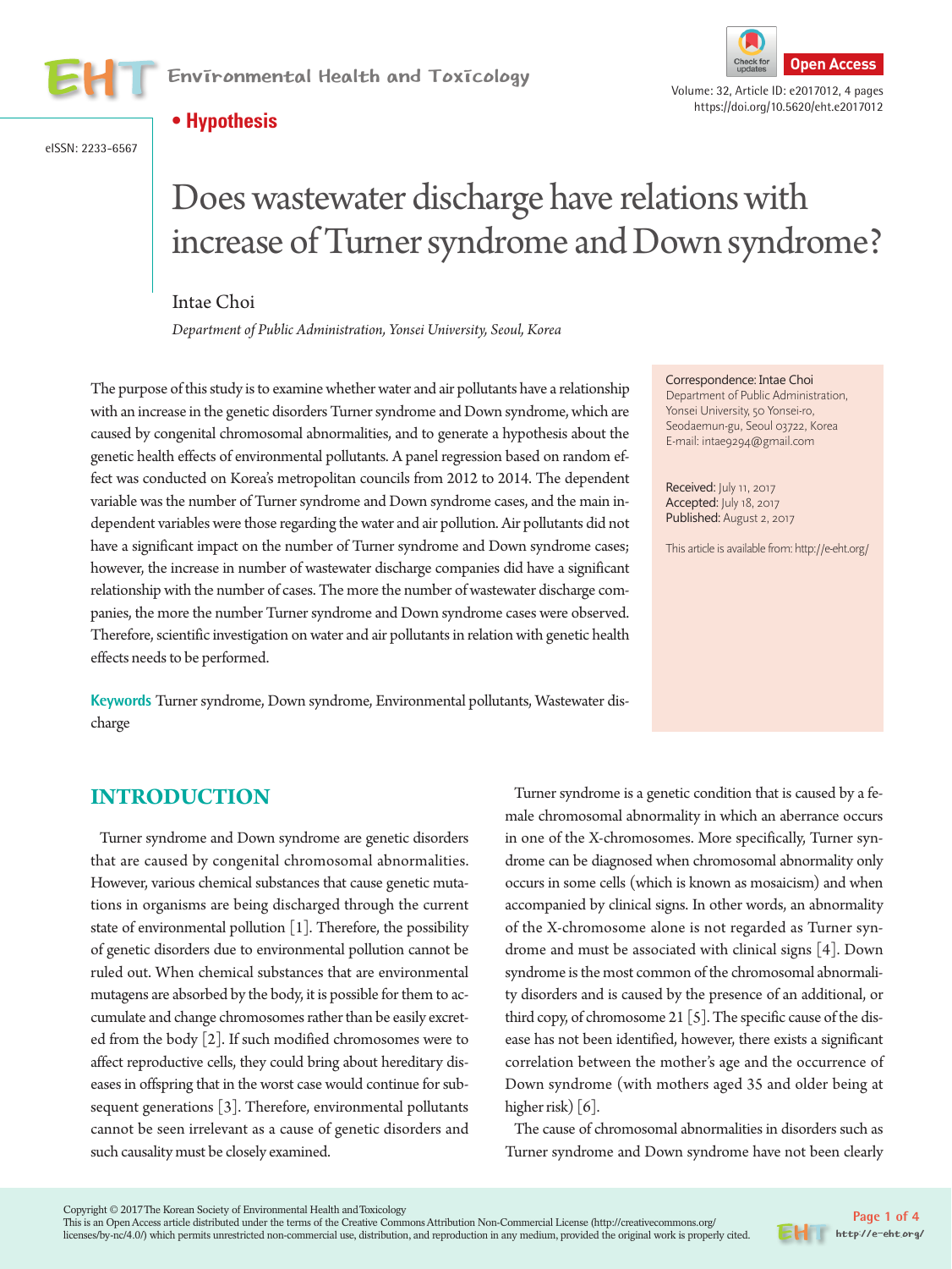**• Hypothesis**

# Does wastewater discharge have relations with increase of Turner syndrome and Down syndrome?

Intae Choi

*Department of Public Administration, Yonsei University, Seoul, Korea*

The purpose of this study is to examine whether water and air pollutants have a relationship with an increase in the genetic disorders Turner syndrome and Down syndrome, which are caused by congenital chromosomal abnormalities, and to generate a hypothesis about the genetic health effects of environmental pollutants. A panel regression based on random effect was conducted on Korea's metropolitan councils from 2012 to 2014. The dependent variable was the number of Turner syndrome and Down syndrome cases, and the main independent variables were those regarding the water and air pollution. Air pollutants did not have a significant impact on the number of Turner syndrome and Down syndrome cases; however, the increase in number of wastewater discharge companies did have a significant relationship with the number of cases. The more the number of wastewater discharge companies, the more the number Turner syndrome and Down syndrome cases were observed. Therefore, scientific investigation on water and air pollutants in relation with genetic health effects needs to be performed.

**Keywords** Turner syndrome, Down syndrome, Environmental pollutants, Wastewater discharge

Correspondence: Intae Choi
Department of Public Administration, Yonsei University, 50 Yonsei-ro, Seodaemun-gu, Seoul 03722, Korea
E-mail: intae9294@gmail.com

Received: July 11, 2017
Accepted: July 18, 2017
Published: August 2, 2017

This article is available from: http://e-eht.org/

## INTRODUCTION

Turner syndrome and Down syndrome are genetic disorders that are caused by congenital chromosomal abnormalities. However, various chemical substances that cause genetic mutations in organisms are being discharged through the current state of environmental pollution [1]. Therefore, the possibility of genetic disorders due to environmental pollution cannot be ruled out. When chemical substances that are environmental mutagens are absorbed by the body, it is possible for them to accumulate and change chromosomes rather than be easily excreted from the body [2]. If such modified chromosomes were to affect reproductive cells, they could bring about hereditary diseases in offspring that in the worst case would continue for subsequent generations [3]. Therefore, environmental pollutants cannot be seen irrelevant as a cause of genetic disorders and such causality must be closely examined.

Turner syndrome is a genetic condition that is caused by a female chromosomal abnormality in which an aberrance occurs in one of the X-chromosomes. More specifically, Turner syndrome can be diagnosed when chromosomal abnormality only occurs in some cells (which is known as mosaicism) and when accompanied by clinical signs. In other words, an abnormality of the X-chromosome alone is not regarded as Turner syndrome and must be associated with clinical signs [4]. Down syndrome is the most common of the chromosomal abnormality disorders and is caused by the presence of an additional, or third copy, of chromosome 21 [5]. The specific cause of the disease has not been identified, however, there exists a significant correlation between the mother's age and the occurrence of Down syndrome (with mothers aged 35 and older being at higher risk) [6].

The cause of chromosomal abnormalities in disorders such as Turner syndrome and Down syndrome have not been clearly

Copyright © 2017 The Korean Society of Environmental Health and Toxicology
This is an Open Access article distributed under the terms of the Creative Commons Attribution Non-Commercial License (http://creativecommons.org/licenses/by-nc/4.0/) which permits unrestricted non-commercial use, distribution, and reproduction in any medium, provided the original work is properly cited.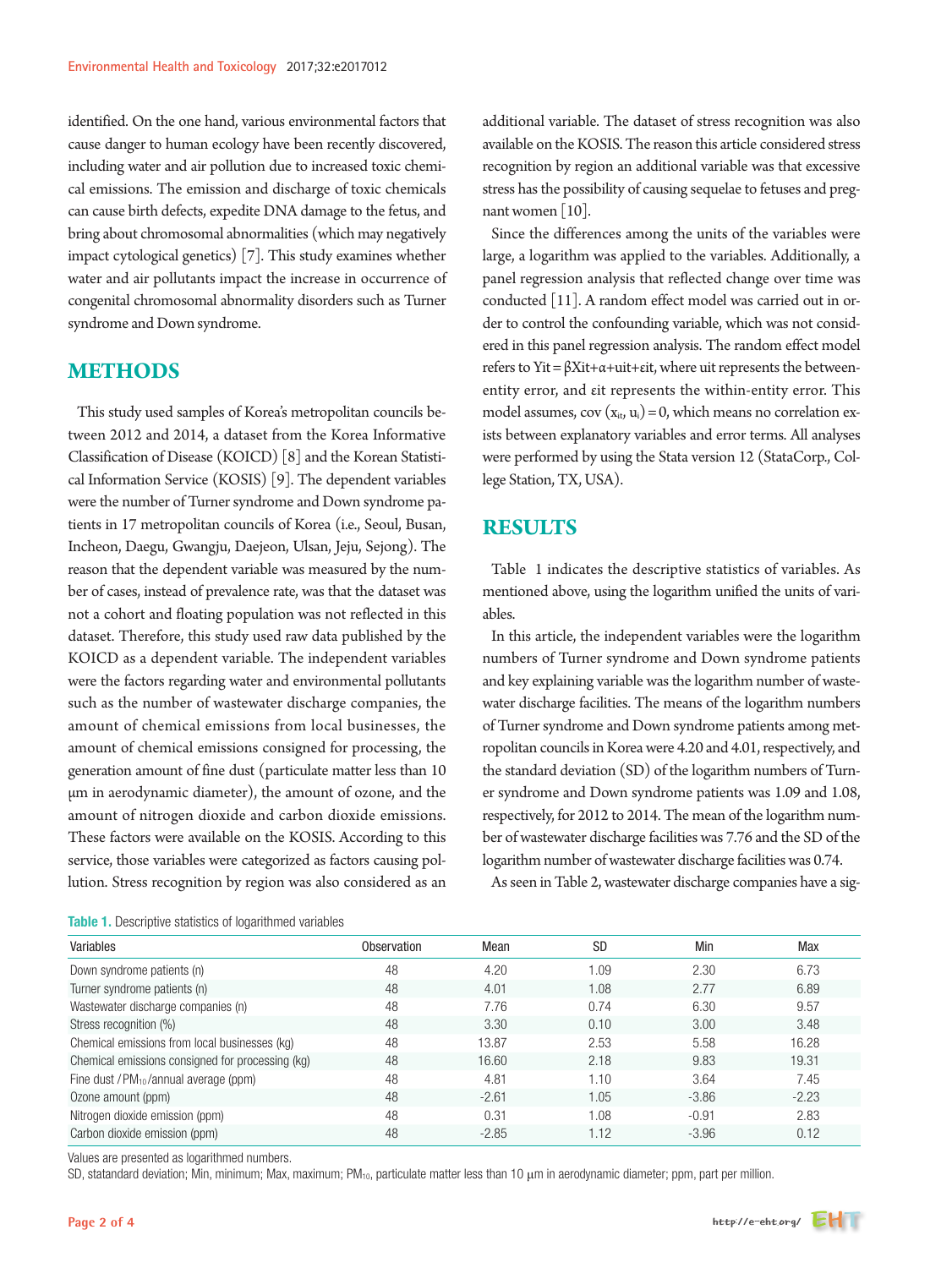identified. On the one hand, various environmental factors that cause danger to human ecology have been recently discovered, including water and air pollution due to increased toxic chemical emissions. The emission and discharge of toxic chemicals can cause birth defects, expedite DNA damage to the fetus, and bring about chromosomal abnormalities (which may negatively impact cytological genetics) [7]. This study examines whether water and air pollutants impact the increase in occurrence of congenital chromosomal abnormality disorders such as Turner syndrome and Down syndrome.

## METHODS

This study used samples of Korea's metropolitan councils between 2012 and 2014, a dataset from the Korea Informative Classification of Disease (KOICD) [8] and the Korean Statistical Information Service (KOSIS) [9]. The dependent variables were the number of Turner syndrome and Down syndrome patients in 17 metropolitan councils of Korea (i.e., Seoul, Busan, Incheon, Daegu, Gwangju, Daejeon, Ulsan, Jeju, Sejong). The reason that the dependent variable was measured by the number of cases, instead of prevalence rate, was that the dataset was not a cohort and floating population was not reflected in this dataset. Therefore, this study used raw data published by the KOICD as a dependent variable. The independent variables were the factors regarding water and environmental pollutants such as the number of wastewater discharge companies, the amount of chemical emissions from local businesses, the amount of chemical emissions consigned for processing, the generation amount of fine dust (particulate matter less than 10 μm in aerodynamic diameter), the amount of ozone, and the amount of nitrogen dioxide and carbon dioxide emissions. These factors were available on the KOSIS. According to this service, those variables were categorized as factors causing pollution. Stress recognition by region was also considered as an additional variable. The dataset of stress recognition was also available on the KOSIS. The reason this article considered stress recognition by region an additional variable was that excessive stress has the possibility of causing sequelae to fetuses and pregnant women [10].

Since the differences among the units of the variables were large, a logarithm was applied to the variables. Additionally, a panel regression analysis that reflected change over time was conducted [11]. A random effect model was carried out in order to control the confounding variable, which was not considered in this panel regression analysis. The random effect model refers to $Yit = \beta Xit + \alpha + uit + \varepsilon it$, where uit represents the between-entity error, and εit represents the within-entity error. This model assumes, $cov(x_{it}, u_i) = 0$, which means no correlation exists between explanatory variables and error terms. All analyses were performed by using the Stata version 12 (StataCorp., College Station, TX, USA).

## RESULTS

Table 1 indicates the descriptive statistics of variables. As mentioned above, using the logarithm unified the units of variables.

In this article, the independent variables were the logarithm numbers of Turner syndrome and Down syndrome patients and key explaining variable was the logarithm number of wastewater discharge facilities. The means of the logarithm numbers of Turner syndrome and Down syndrome patients among metropolitan councils in Korea were 4.20 and 4.01, respectively, and the standard deviation (SD) of the logarithm numbers of Turner syndrome and Down syndrome patients was 1.09 and 1.08, respectively, for 2012 to 2014. The mean of the logarithm number of wastewater discharge facilities was 7.76 and the SD of the logarithm number of wastewater discharge facilities was 0.74.

As seen in Table 2, wastewater discharge companies have a sig-

**Table 1.** Descriptive statistics of logarithmed variables

| Variables | Observation | Mean | SD | Min | Max |
|---|---|---|---|---|---|
| Down syndrome patients (n) | 48 | 4.20 | 1.09 | 2.30 | 6.73 |
| Turner syndrome patients (n) | 48 | 4.01 | 1.08 | 2.77 | 6.89 |
| Wastewater discharge companies (n) | 48 | 7.76 | 0.74 | 6.30 | 9.57 |
| Stress recognition (%) | 48 | 3.30 | 0.10 | 3.00 | 3.48 |
| Chemical emissions from local businesses (kg) | 48 | 13.87 | 2.53 | 5.58 | 16.28 |
| Chemical emissions consigned for processing (kg) | 48 | 16.60 | 2.18 | 9.83 | 19.31 |
| Fine dust / $PM_{10}$/annual average (ppm) | 48 | 4.81 | 1.10 | 3.64 | 7.45 |
| Ozone amount (ppm) | 48 | -2.61 | 1.05 | -3.86 | -2.23 |
| Nitrogen dioxide emission (ppm) | 48 | 0.31 | 1.08 | -0.91 | 2.83 |
| Carbon dioxide emission (ppm) | 48 | -2.85 | 1.12 | -3.96 | 0.12 |

Values are presented as logarithmed numbers.

SD, statandard deviation; Min, minimum; Max, maximum; $PM_{10}$, particulate matter less than 10 μm in aerodynamic diameter; ppm, part per million.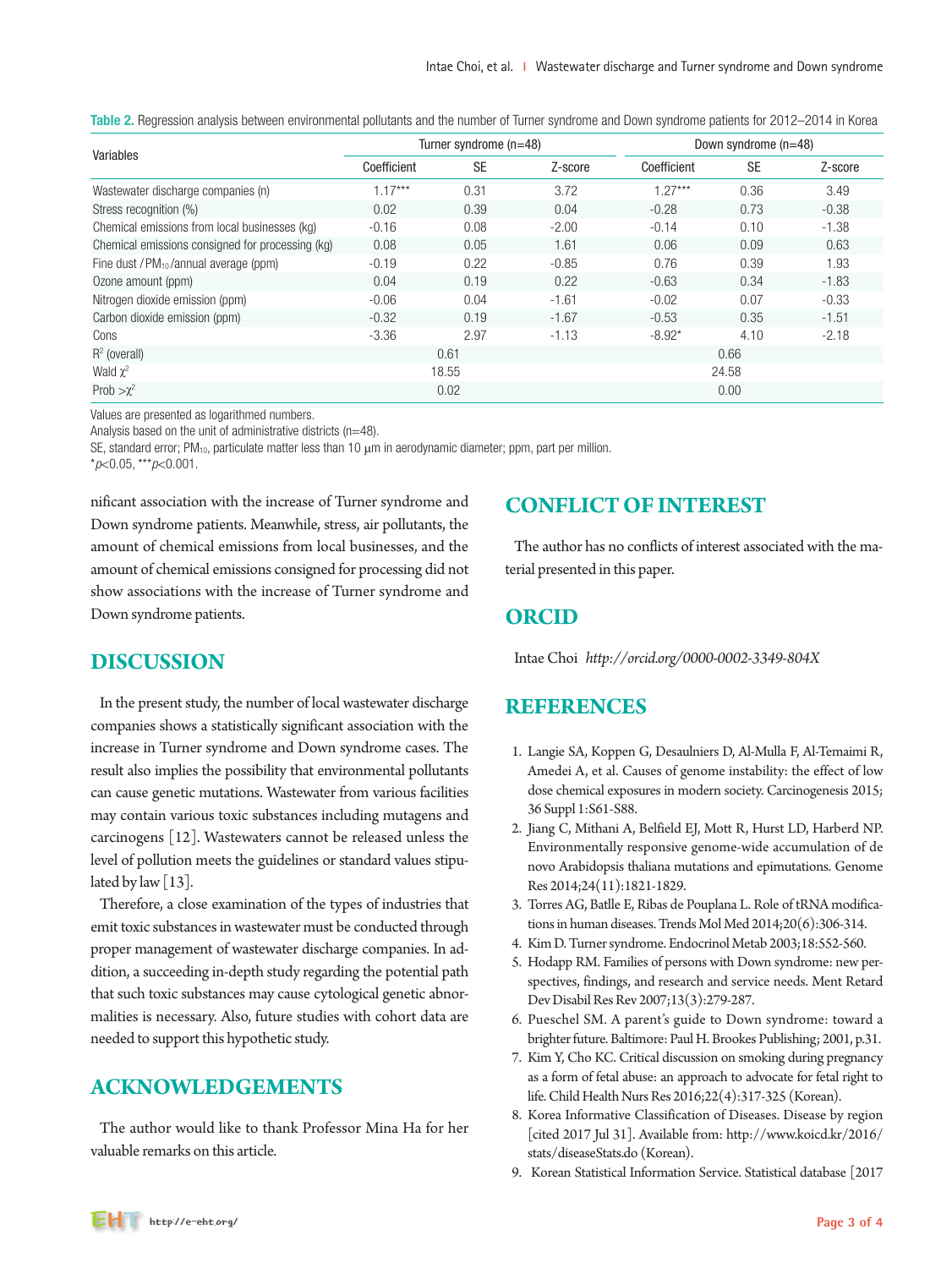**Table 2.** Regression analysis between environmental pollutants and the number of Turner syndrome and Down syndrome patients for 2012–2014 in Korea

| Variables | Turner syndrome (n=48) | | | Down syndrome (n=48) | | |
|---|---|---|---|---|---|---|
| | Coefficient | SE | Z-score | Coefficient | SE | Z-score |
| Wastewater discharge companies (n) | 1.17*** | 0.31 | 3.72 | 1.27*** | 0.36 | 3.49 |
| Stress recognition (%) | 0.02 | 0.39 | 0.04 | -0.28 | 0.73 | -0.38 |
| Chemical emissions from local businesses (kg) | -0.16 | 0.08 | -2.00 | -0.14 | 0.10 | -1.38 |
| Chemical emissions consigned for processing (kg) | 0.08 | 0.05 | 1.61 | 0.06 | 0.09 | 0.63 |
| Fine dust / $PM_{10}$ /annual average (ppm) | -0.19 | 0.22 | -0.85 | 0.76 | 0.39 | 1.93 |
| Ozone amount (ppm) | 0.04 | 0.19 | 0.22 | -0.63 | 0.34 | -1.83 |
| Nitrogen dioxide emission (ppm) | -0.06 | 0.04 | -1.61 | -0.02 | 0.07 | -0.33 |
| Carbon dioxide emission (ppm) | -0.32 | 0.19 | -1.67 | -0.53 | 0.35 | -1.51 |
| Cons | -3.36 | 2.97 | -1.13 | -8.92* | 4.10 | -2.18 |
| $R^2$ (overall) | 0.61 | | | 0.66 | | |
| Wald $\chi^2$ | 18.55 | | | 24.58 | | |
| Prob $>\chi^2$ | 0.02 | | | 0.00 | | |

Values are presented as logarithmed numbers.
Analysis based on the unit of administrative districts (n=48).
SE, standard error; $PM_{10}$, particulate matter less than 10 μm in aerodynamic diameter; ppm, part per million.
*$p<0.05$, ***$p<0.001$.

nificant association with the increase of Turner syndrome and Down syndrome patients. Meanwhile, stress, air pollutants, the amount of chemical emissions from local businesses, and the amount of chemical emissions consigned for processing did not show associations with the increase of Turner syndrome and Down syndrome patients.

## DISCUSSION

In the present study, the number of local wastewater discharge companies shows a statistically significant association with the increase in Turner syndrome and Down syndrome cases. The result also implies the possibility that environmental pollutants can cause genetic mutations. Wastewater from various facilities may contain various toxic substances including mutagens and carcinogens [12]. Wastewaters cannot be released unless the level of pollution meets the guidelines or standard values stipulated by law [13].

Therefore, a close examination of the types of industries that emit toxic substances in wastewater must be conducted through proper management of wastewater discharge companies. In addition, a succeeding in-depth study regarding the potential path that such toxic substances may cause cytological genetic abnormalities is necessary. Also, future studies with cohort data are needed to support this hypothetic study.

## ACKNOWLEDGEMENTS

The author would like to thank Professor Mina Ha for her valuable remarks on this article.

## CONFLICT OF INTEREST

The author has no conflicts of interest associated with the material presented in this paper.

## ORCID

Intae Choi *http://orcid.org/0000-0002-3349-804X*

## REFERENCES

1. Langie SA, Koppen G, Desaulniers D, Al-Mulla F, Al-Temaimi R, Amedei A, et al. Causes of genome instability: the effect of low dose chemical exposures in modern society. Carcinogenesis 2015; 36 Suppl 1:S61-S88.
2. Jiang C, Mithani A, Belfield EJ, Mott R, Hurst LD, Harberd NP. Environmentally responsive genome-wide accumulation of de novo Arabidopsis thaliana mutations and epimutations. Genome Res 2014;24(11):1821-1829.
3. Torres AG, Batlle E, Ribas de Pouplana L. Role of tRNA modifications in human diseases. Trends Mol Med 2014;20(6):306-314.
4. Kim D. Turner syndrome. Endocrinol Metab 2003;18:552-560.
5. Hodapp RM. Families of persons with Down syndrome: new perspectives, findings, and research and service needs. Ment Retard Dev Disabil Res Rev 2007;13(3):279-287.
6. Pueschel SM. A parent's guide to Down syndrome: toward a brighter future. Baltimore: Paul H. Brookes Publishing; 2001, p.31.
7. Kim Y, Cho KC. Critical discussion on smoking during pregnancy as a form of fetal abuse: an approach to advocate for fetal right to life. Child Health Nurs Res 2016;22(4):317-325 (Korean).
8. Korea Informative Classification of Diseases. Disease by region [cited 2017 Jul 31]. Available from: http://www.koicd.kr/2016/stats/diseaseStats.do (Korean).
9. Korean Statistical Information Service. Statistical database [2017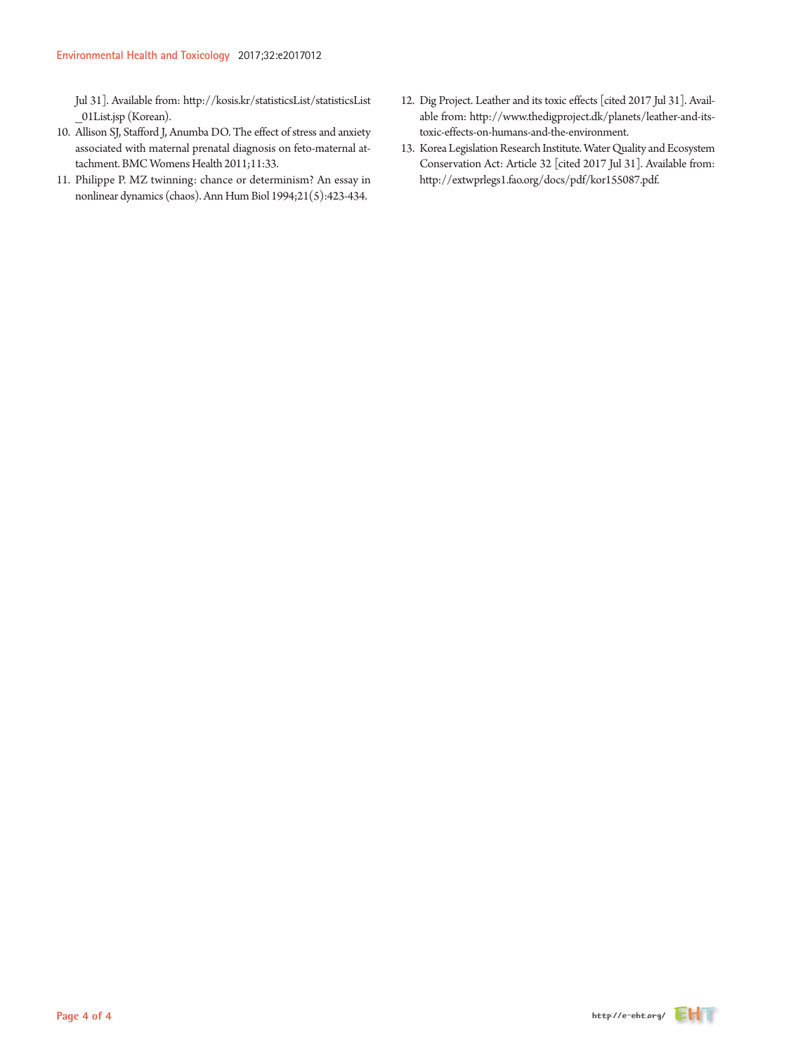Jul 31]. Available from: http://kosis.kr/statisticsList/statisticsList_01List.jsp (Korean).

10. Allison SJ, Stafford J, Anumba DO. The effect of stress and anxiety associated with maternal prenatal diagnosis on feto-maternal attachment. BMC Womens Health 2011;11:33.
11. Philippe P. MZ twinning: chance or determinism? An essay in nonlinear dynamics (chaos). Ann Hum Biol 1994;21(5):423-434.
12. Dig Project. Leather and its toxic effects [cited 2017 Jul 31]. Available from: http://www.thedigproject.dk/planets/leather-and-its-toxic-effects-on-humans-and-the-environment.
13. Korea Legislation Research Institute. Water Quality and Ecosystem Conservation Act: Article 32 [cited 2017 Jul 31]. Available from: http://extwprlegs1.fao.org/docs/pdf/kor155087.pdf.